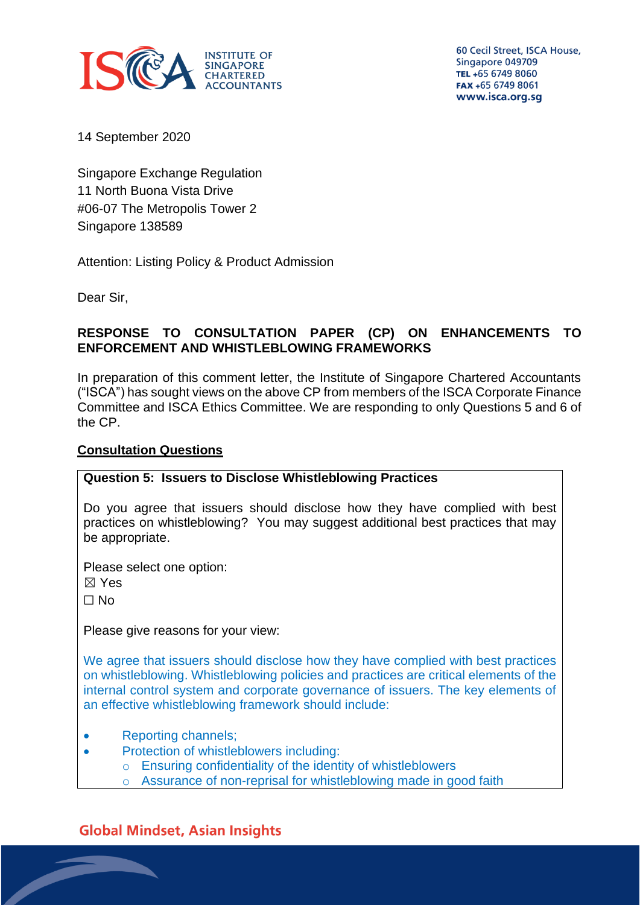INSTITUTE OF SINGAPORE CHARTERED ACCOUNTANTS

60 Cecil Street, ISCA House,
Singapore 049709
TEL +65 6749 8060
FAX +65 6749 8061
www.isca.org.sg

14 September 2020

Singapore Exchange Regulation
11 North Buona Vista Drive
#06-07 The Metropolis Tower 2
Singapore 138589

Attention: Listing Policy & Product Admission

Dear Sir,

**RESPONSE TO CONSULTATION PAPER (CP) ON ENHANCEMENTS TO ENFORCEMENT AND WHISTLEBLOWING FRAMEWORKS**

In preparation of this comment letter, the Institute of Singapore Chartered Accountants ("ISCA") has sought views on the above CP from members of the ISCA Corporate Finance Committee and ISCA Ethics Committee. We are responding to only Questions 5 and 6 of the CP.

**<u>Consultation Questions</u>**

**Question 5: Issuers to Disclose Whistleblowing Practices**

Do you agree that issuers should disclose how they have complied with best practices on whistleblowing? You may suggest additional best practices that may be appropriate.

Please select one option:
☒ Yes
☐ No

Please give reasons for your view:

We agree that issuers should disclose how they have complied with best practices on whistleblowing. Whistleblowing policies and practices are critical elements of the internal control system and corporate governance of issuers. The key elements of an effective whistleblowing framework should include:

- Reporting channels;
- Protection of whistleblowers including:
  - Ensuring confidentiality of the identity of whistleblowers
  - Assurance of non-reprisal for whistleblowing made in good faith

Global Mindset, Asian Insights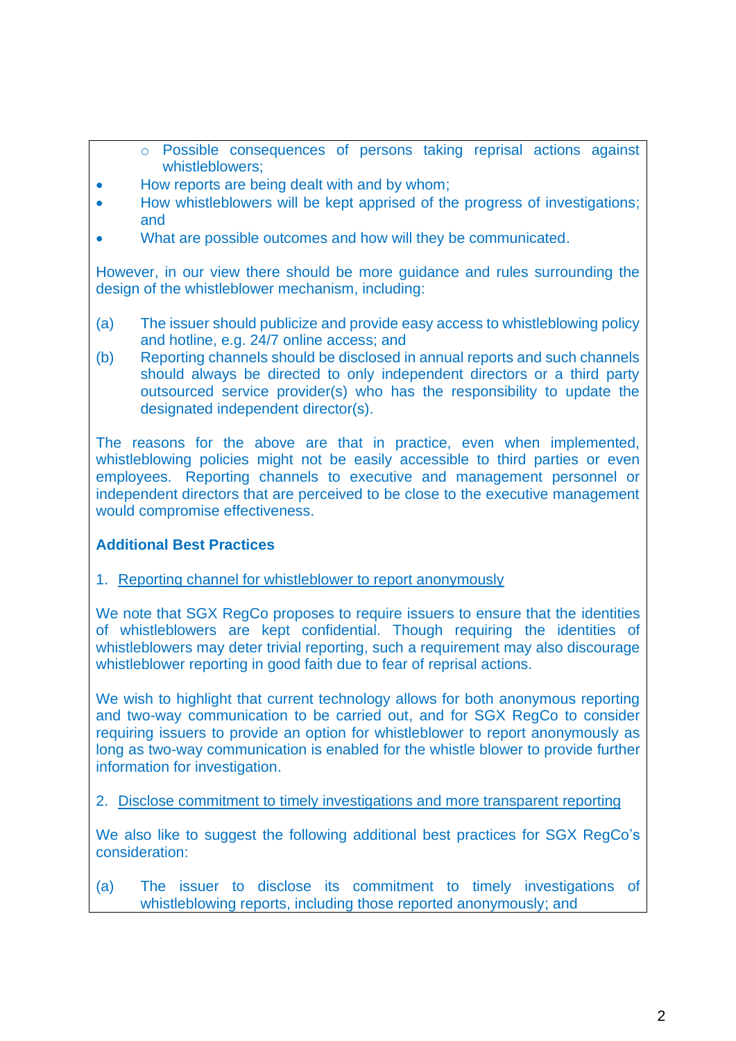- Possible consequences of persons taking reprisal actions against whistleblowers;
- How reports are being dealt with and by whom;
- How whistleblowers will be kept apprised of the progress of investigations; and
- What are possible outcomes and how will they be communicated.

However, in our view there should be more guidance and rules surrounding the design of the whistleblower mechanism, including:

(a) The issuer should publicize and provide easy access to whistleblowing policy and hotline, e.g. 24/7 online access; and

(b) Reporting channels should be disclosed in annual reports and such channels should always be directed to only independent directors or a third party outsourced service provider(s) who has the responsibility to update the designated independent director(s).

The reasons for the above are that in practice, even when implemented, whistleblowing policies might not be easily accessible to third parties or even employees. Reporting channels to executive and management personnel or independent directors that are perceived to be close to the executive management would compromise effectiveness.

**Additional Best Practices**

1. <u>Reporting channel for whistleblower to report anonymously</u>

We note that SGX RegCo proposes to require issuers to ensure that the identities of whistleblowers are kept confidential. Though requiring the identities of whistleblowers may deter trivial reporting, such a requirement may also discourage whistleblower reporting in good faith due to fear of reprisal actions.

We wish to highlight that current technology allows for both anonymous reporting and two-way communication to be carried out, and for SGX RegCo to consider requiring issuers to provide an option for whistleblower to report anonymously as long as two-way communication is enabled for the whistle blower to provide further information for investigation.

2. <u>Disclose commitment to timely investigations and more transparent reporting</u>

We also like to suggest the following additional best practices for SGX RegCo's consideration:

(a) The issuer to disclose its commitment to timely investigations of whistleblowing reports, including those reported anonymously; and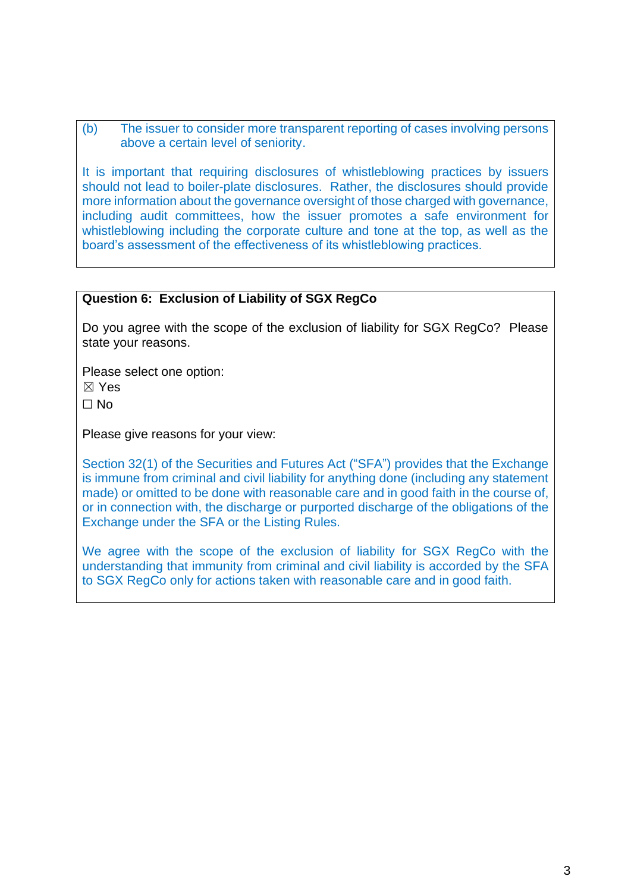(b) The issuer to consider more transparent reporting of cases involving persons above a certain level of seniority.

It is important that requiring disclosures of whistleblowing practices by issuers should not lead to boiler-plate disclosures. Rather, the disclosures should provide more information about the governance oversight of those charged with governance, including audit committees, how the issuer promotes a safe environment for whistleblowing including the corporate culture and tone at the top, as well as the board's assessment of the effectiveness of its whistleblowing practices.

**Question 6: Exclusion of Liability of SGX RegCo**

Do you agree with the scope of the exclusion of liability for SGX RegCo? Please state your reasons.

Please select one option:

☒ Yes

☐ No

Please give reasons for your view:

Section 32(1) of the Securities and Futures Act ("SFA") provides that the Exchange is immune from criminal and civil liability for anything done (including any statement made) or omitted to be done with reasonable care and in good faith in the course of, or in connection with, the discharge or purported discharge of the obligations of the Exchange under the SFA or the Listing Rules.

We agree with the scope of the exclusion of liability for SGX RegCo with the understanding that immunity from criminal and civil liability is accorded by the SFA to SGX RegCo only for actions taken with reasonable care and in good faith.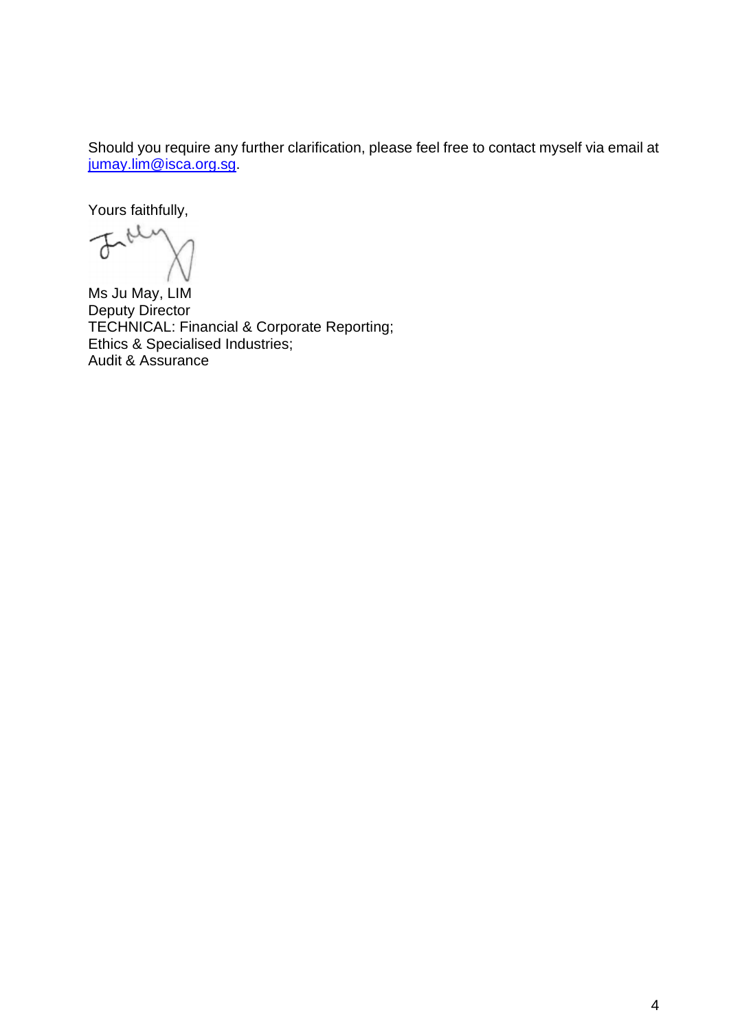Should you require any further clarification, please feel free to contact myself via email at jumay.lim@isca.org.sg.

Yours faithfully,

Ms Ju May, LIM
Deputy Director
TECHNICAL: Financial & Corporate Reporting;
Ethics & Specialised Industries;
Audit & Assurance